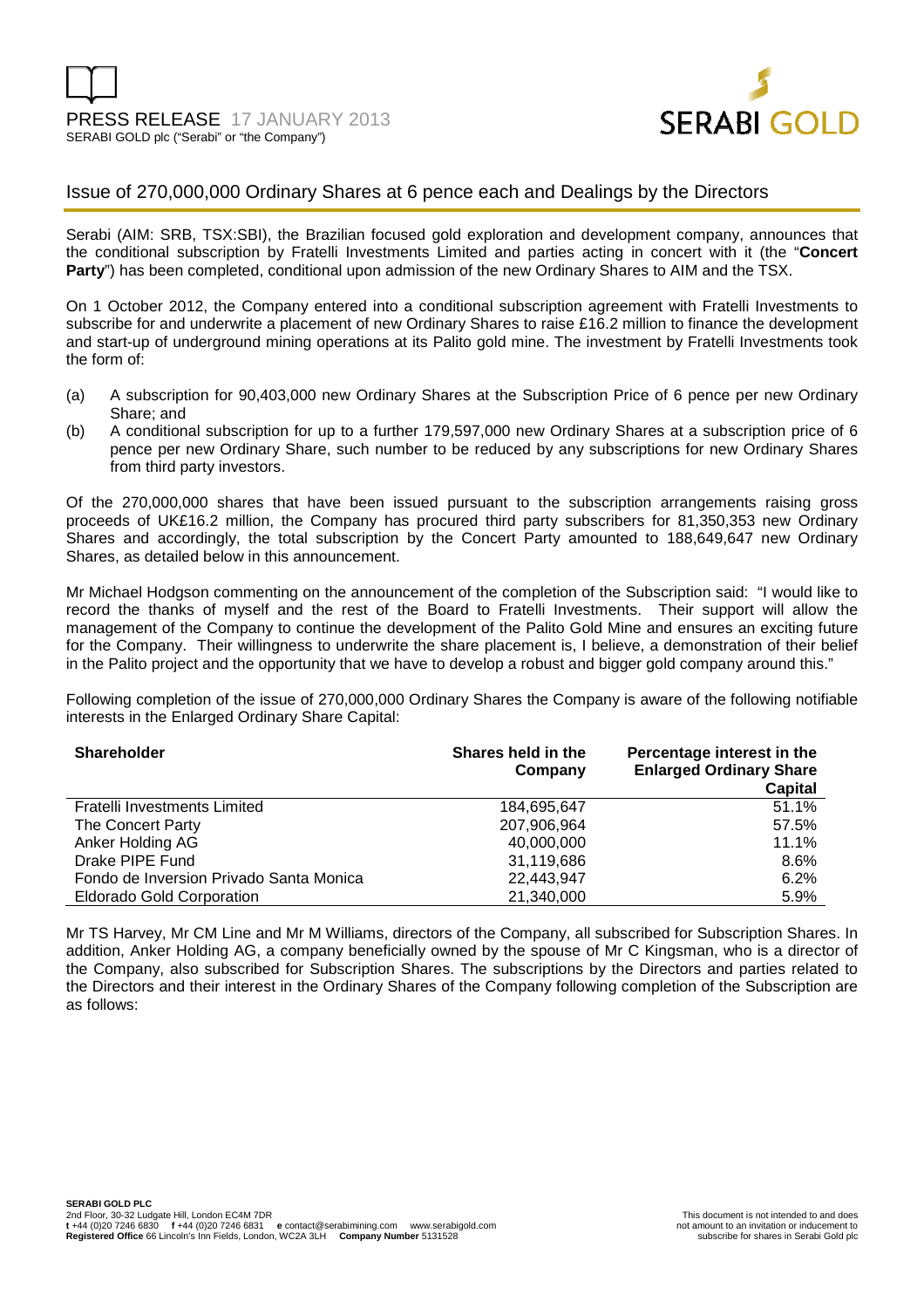PRESS RELEASE 17 JANUARY 2013

SERABI GOLD plc ("Serabi" or "the Company")

## Issue of 270,000,000 Ordinary Shares at 6 pence each and Dealings by the Directors

Serabi (AIM: SRB, TSX:SBI), the Brazilian focused gold exploration and development company, announces that the conditional subscription by Fratelli Investments Limited and parties acting in concert with it (the "**Concert Party**") has been completed, conditional upon admission of the new Ordinary Shares to AIM and the TSX.

On 1 October 2012, the Company entered into a conditional subscription agreement with Fratelli Investments to subscribe for and underwrite a placement of new Ordinary Shares to raise £16.2 million to finance the development and start-up of underground mining operations at its Palito gold mine. The investment by Fratelli Investments took the form of:

(a) A subscription for 90,403,000 new Ordinary Shares at the Subscription Price of 6 pence per new Ordinary Share; and

(b) A conditional subscription for up to a further 179,597,000 new Ordinary Shares at a subscription price of 6 pence per new Ordinary Share, such number to be reduced by any subscriptions for new Ordinary Shares from third party investors.

Of the 270,000,000 shares that have been issued pursuant to the subscription arrangements raising gross proceeds of UK£16.2 million, the Company has procured third party subscribers for 81,350,353 new Ordinary Shares and accordingly, the total subscription by the Concert Party amounted to 188,649,647 new Ordinary Shares, as detailed below in this announcement.

Mr Michael Hodgson commenting on the announcement of the completion of the Subscription said: "I would like to record the thanks of myself and the rest of the Board to Fratelli Investments. Their support will allow the management of the Company to continue the development of the Palito Gold Mine and ensures an exciting future for the Company. Their willingness to underwrite the share placement is, I believe, a demonstration of their belief in the Palito project and the opportunity that we have to develop a robust and bigger gold company around this."

Following completion of the issue of 270,000,000 Ordinary Shares the Company is aware of the following notifiable interests in the Enlarged Ordinary Share Capital:

| Shareholder | Shares held in the Company | Percentage interest in the Enlarged Ordinary Share Capital |
|---|---|---|
| Fratelli Investments Limited | 184,695,647 | 51.1% |
| The Concert Party | 207,906,964 | 57.5% |
| Anker Holding AG | 40,000,000 | 11.1% |
| Drake PIPE Fund | 31,119,686 | 8.6% |
| Fondo de Inversion Privado Santa Monica | 22,443,947 | 6.2% |
| Eldorado Gold Corporation | 21,340,000 | 5.9% |

Mr TS Harvey, Mr CM Line and Mr M Williams, directors of the Company, all subscribed for Subscription Shares. In addition, Anker Holding AG, a company beneficially owned by the spouse of Mr C Kingsman, who is a director of the Company, also subscribed for Subscription Shares. The subscriptions by the Directors and parties related to the Directors and their interest in the Ordinary Shares of the Company following completion of the Subscription are as follows: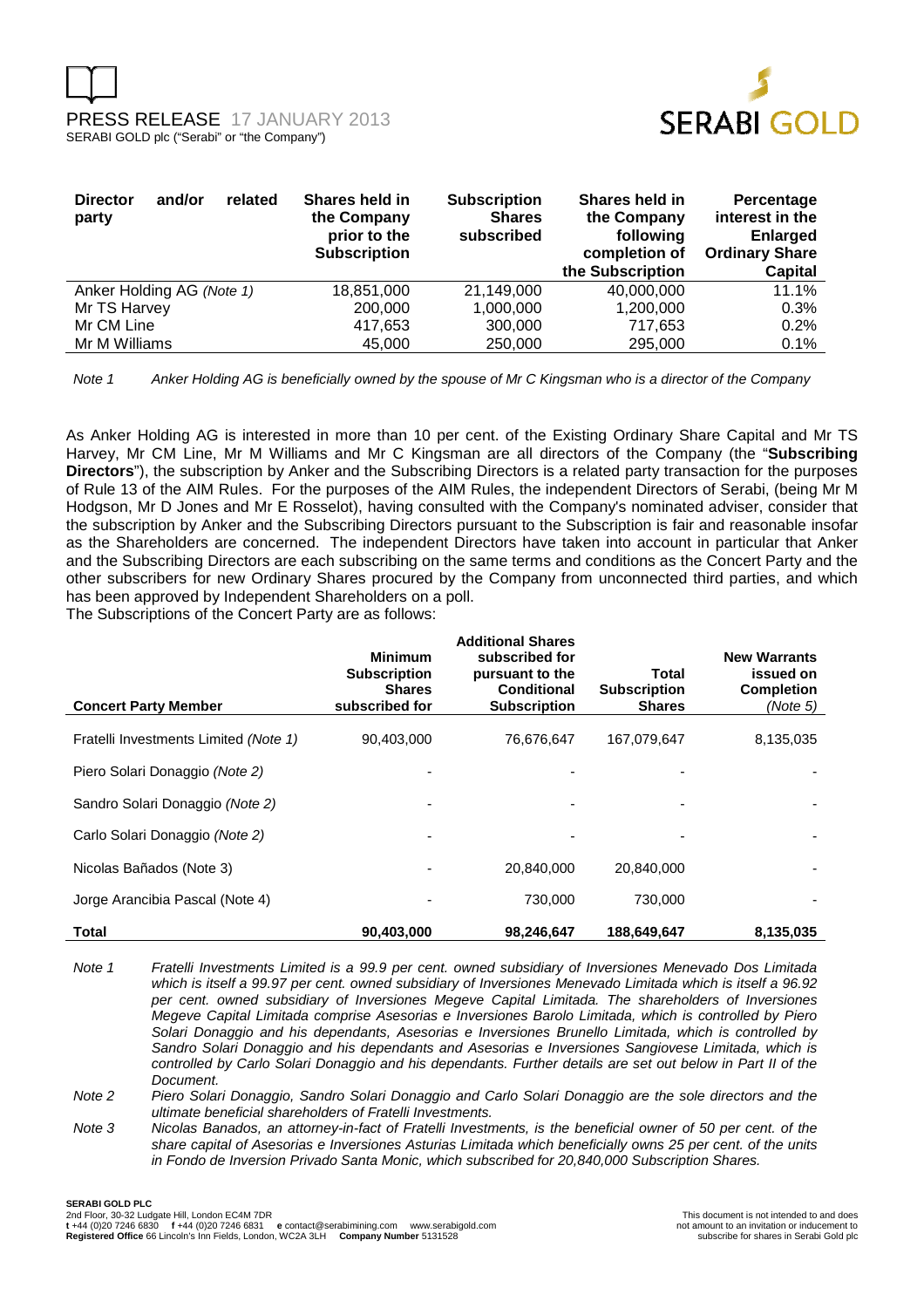| Director and/or related party | Shares held in the Company prior to the Subscription | Subscription Shares subscribed | Shares held in the Company following completion of the Subscription | Percentage interest in the Enlarged Ordinary Share Capital |
|---|---|---|---|---|
| Anker Holding AG *(Note 1)* | 18,851,000 | 21,149,000 | 40,000,000 | 11.1% |
| Mr TS Harvey | 200,000 | 1,000,000 | 1,200,000 | 0.3% |
| Mr CM Line | 417,653 | 300,000 | 717,653 | 0.2% |
| Mr M Williams | 45,000 | 250,000 | 295,000 | 0.1% |

*Note 1 Anker Holding AG is beneficially owned by the spouse of Mr C Kingsman who is a director of the Company*

As Anker Holding AG is interested in more than 10 per cent. of the Existing Ordinary Share Capital and Mr TS Harvey, Mr CM Line, Mr M Williams and Mr C Kingsman are all directors of the Company (the "**Subscribing Directors**"), the subscription by Anker and the Subscribing Directors is a related party transaction for the purposes of Rule 13 of the AIM Rules. For the purposes of the AIM Rules, the independent Directors of Serabi, (being Mr M Hodgson, Mr D Jones and Mr E Rosselot), having consulted with the Company's nominated adviser, consider that the subscription by Anker and the Subscribing Directors pursuant to the Subscription is fair and reasonable insofar as the Shareholders are concerned. The independent Directors have taken into account in particular that Anker and the Subscribing Directors are each subscribing on the same terms and conditions as the Concert Party and the other subscribers for new Ordinary Shares procured by the Company from unconnected third parties, and which has been approved by Independent Shareholders on a poll.

The Subscriptions of the Concert Party are as follows:

| Concert Party Member | Minimum Subscription Shares subscribed for | Additional Shares subscribed for pursuant to the Conditional Subscription | Total Subscription Shares | New Warrants issued on Completion *(Note 5)* |
|---|---|---|---|---|
| Fratelli Investments Limited *(Note 1)* | 90,403,000 | 76,676,647 | 167,079,647 | 8,135,035 |
| Piero Solari Donaggio *(Note 2)* | - | - | - | - |
| Sandro Solari Donaggio *(Note 2)* | - | - | - | - |
| Carlo Solari Donaggio *(Note 2)* | - | - | - | - |
| Nicolas Bañados (Note 3) | - | 20,840,000 | 20,840,000 | - |
| Jorge Arancibia Pascal (Note 4) | - | 730,000 | 730,000 | - |
| **Total** | **90,403,000** | **98,246,647** | **188,649,647** | **8,135,035** |

*Note 1 Fratelli Investments Limited is a 99.9 per cent. owned subsidiary of Inversiones Menevado Dos Limitada which is itself a 99.97 per cent. owned subsidiary of Inversiones Menevado Limitada which is itself a 96.92 per cent. owned subsidiary of Inversiones Megeve Capital Limitada. The shareholders of Inversiones Megeve Capital Limitada comprise Asesorias e Inversiones Barolo Limitada, which is controlled by Piero Solari Donaggio and his dependants, Asesorias e Inversiones Brunello Limitada, which is controlled by Sandro Solari Donaggio and his dependants and Asesorias e Inversiones Sangiovese Limitada, which is controlled by Carlo Solari Donaggio and his dependants. Further details are set out below in Part II of the Document.*

*Note 2 Piero Solari Donaggio, Sandro Solari Donaggio and Carlo Solari Donaggio are the sole directors and the ultimate beneficial shareholders of Fratelli Investments.*

*Note 3 Nicolas Banados, an attorney-in-fact of Fratelli Investments, is the beneficial owner of 50 per cent. of the share capital of Asesorias e Inversiones Asturias Limitada which beneficially owns 25 per cent. of the units in Fondo de Inversion Privado Santa Monic, which subscribed for 20,840,000 Subscription Shares.*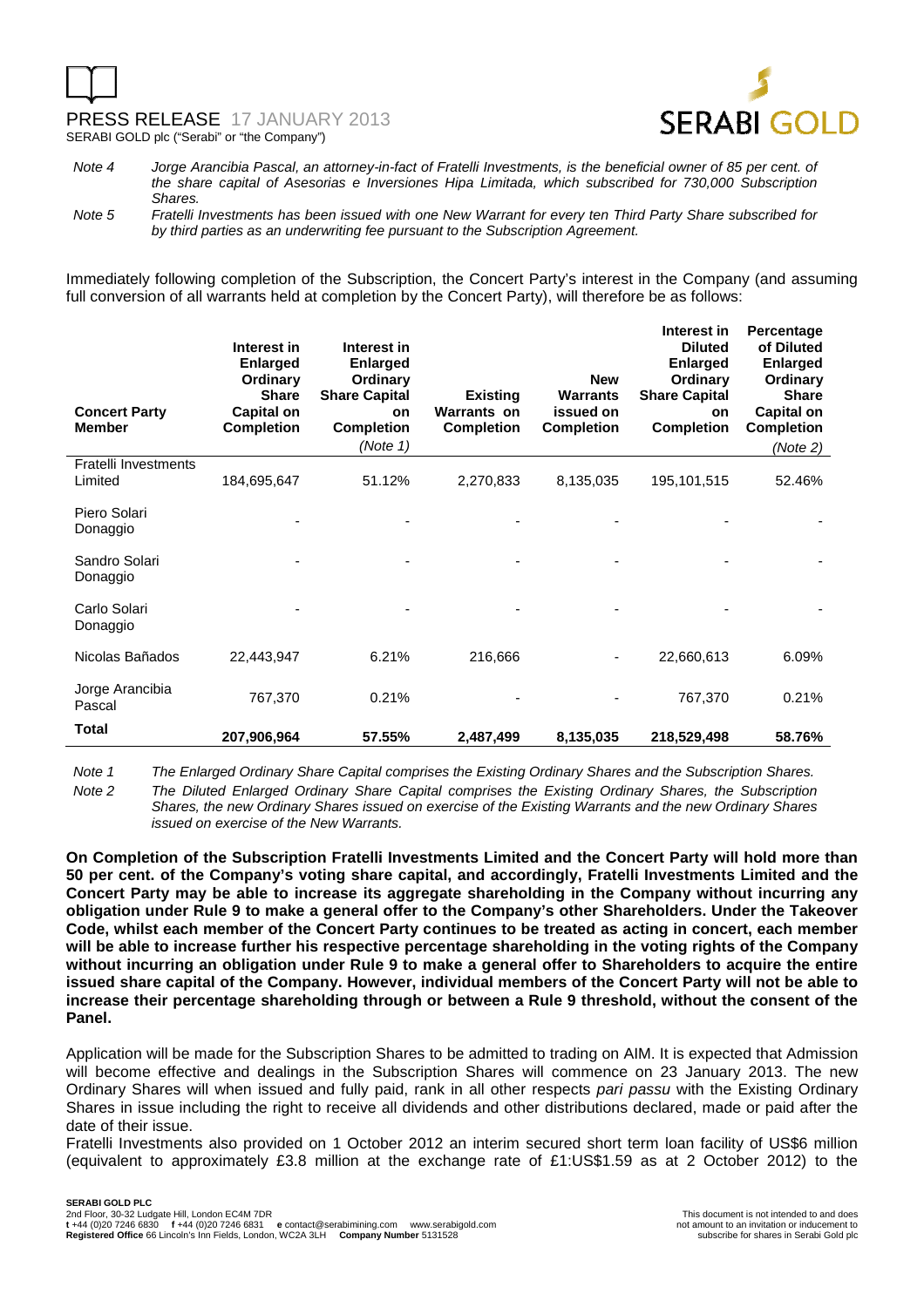Note 4 *Jorge Arancibia Pascal, an attorney-in-fact of Fratelli Investments, is the beneficial owner of 85 per cent. of the share capital of Asesorias e Inversiones Hipa Limitada, which subscribed for 730,000 Subscription Shares.*

Note 5 *Fratelli Investments has been issued with one New Warrant for every ten Third Party Share subscribed for by third parties as an underwriting fee pursuant to the Subscription Agreement.*

Immediately following completion of the Subscription, the Concert Party's interest in the Company (and assuming full conversion of all warrants held at completion by the Concert Party), will therefore be as follows:

| Concert Party Member | Interest in Enlarged Ordinary Share Capital on Completion | Interest in Enlarged Ordinary Share Capital on Completion *(Note 1)* | Existing Warrants on Completion | New Warrants issued on Completion | Interest in Diluted Enlarged Ordinary Share Capital on Completion | Percentage of Diluted Enlarged Ordinary Share Capital on Completion *(Note 2)* |
|---|---|---|---|---|---|---|
| Fratelli Investments Limited | 184,695,647 | 51.12% | 2,270,833 | 8,135,035 | 195,101,515 | 52.46% |
| Piero Solari Donaggio | - | - | - | - | - | - |
| Sandro Solari Donaggio | - | - | - | - | - | - |
| Carlo Solari Donaggio | - | - | - | - | - | - |
| Nicolas Bañados | 22,443,947 | 6.21% | 216,666 | - | 22,660,613 | 6.09% |
| Jorge Arancibia Pascal | 767,370 | 0.21% | - | - | 767,370 | 0.21% |
| **Total** | **207,906,964** | **57.55%** | **2,487,499** | **8,135,035** | **218,529,498** | **58.76%** |

Note 1 *The Enlarged Ordinary Share Capital comprises the Existing Ordinary Shares and the Subscription Shares.*

Note 2 *The Diluted Enlarged Ordinary Share Capital comprises the Existing Ordinary Shares, the Subscription Shares, the new Ordinary Shares issued on exercise of the Existing Warrants and the new Ordinary Shares issued on exercise of the New Warrants.*

**On Completion of the Subscription Fratelli Investments Limited and the Concert Party will hold more than 50 per cent. of the Company's voting share capital, and accordingly, Fratelli Investments Limited and the Concert Party may be able to increase its aggregate shareholding in the Company without incurring any obligation under Rule 9 to make a general offer to the Company's other Shareholders. Under the Takeover Code, whilst each member of the Concert Party continues to be treated as acting in concert, each member will be able to increase further his respective percentage shareholding in the voting rights of the Company without incurring an obligation under Rule 9 to make a general offer to Shareholders to acquire the entire issued share capital of the Company. However, individual members of the Concert Party will not be able to increase their percentage shareholding through or between a Rule 9 threshold, without the consent of the Panel.**

Application will be made for the Subscription Shares to be admitted to trading on AIM. It is expected that Admission will become effective and dealings in the Subscription Shares will commence on 23 January 2013. The new Ordinary Shares will when issued and fully paid, rank in all other respects *pari passu* with the Existing Ordinary Shares in issue including the right to receive all dividends and other distributions declared, made or paid after the date of their issue.

Fratelli Investments also provided on 1 October 2012 an interim secured short term loan facility of US$6 million (equivalent to approximately £3.8 million at the exchange rate of £1:US$1.59 as at 2 October 2012) to the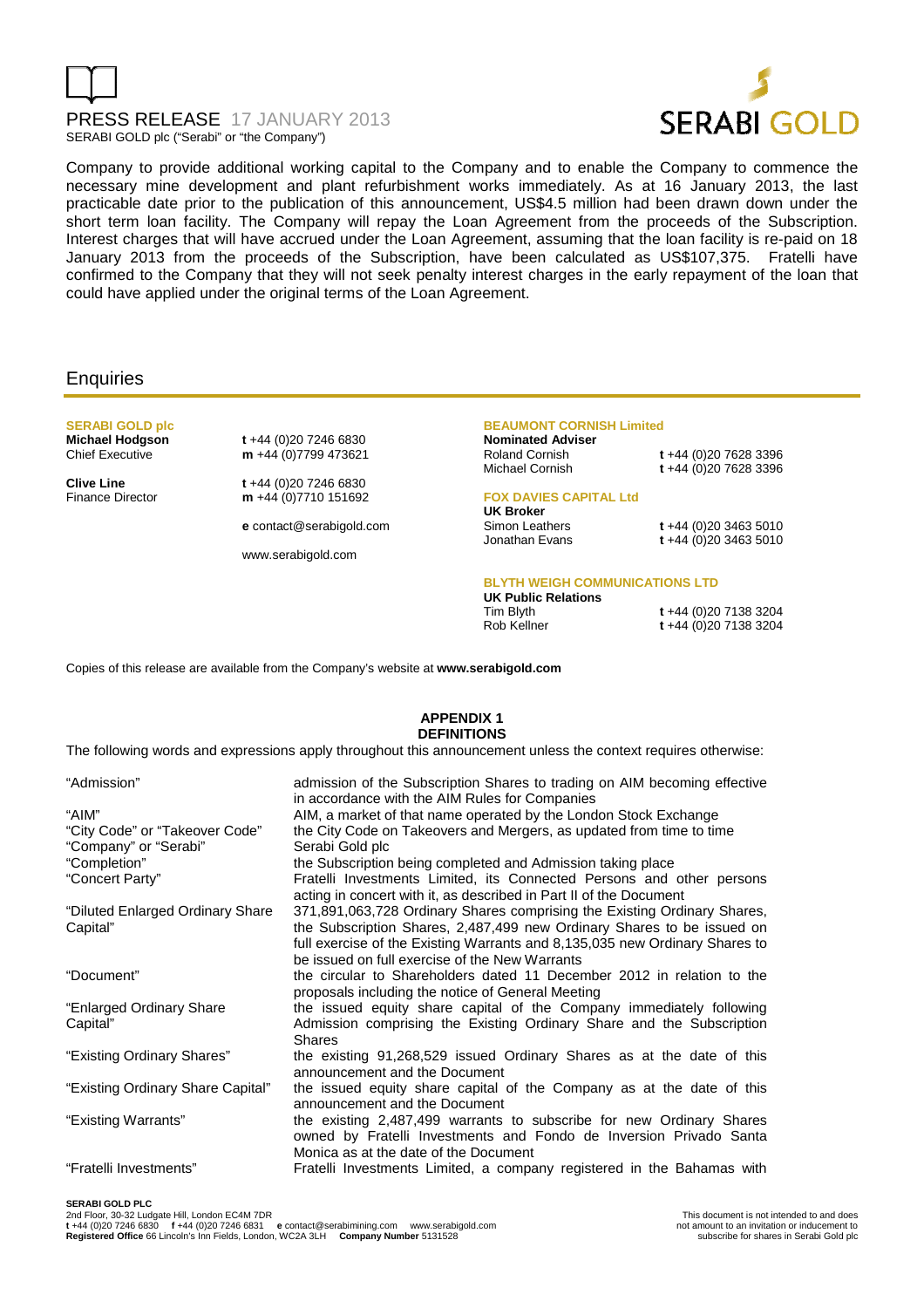Company to provide additional working capital to the Company and to enable the Company to commence the necessary mine development and plant refurbishment works immediately. As at 16 January 2013, the last practicable date prior to the publication of this announcement, US$4.5 million had been drawn down under the short term loan facility. The Company will repay the Loan Agreement from the proceeds of the Subscription. Interest charges that will have accrued under the Loan Agreement, assuming that the loan facility is re-paid on 18 January 2013 from the proceeds of the Subscription, have been calculated as US$107,375. Fratelli have confirmed to the Company that they will not seek penalty interest charges in the early repayment of the loan that could have applied under the original terms of the Loan Agreement.

## Enquiries

**SERABI GOLD plc**

**Michael Hodgson**
Chief Executive
**t** +44 (0)20 7246 6830
**m** +44 (0)7799 473621

**Clive Line**
Finance Director
**t** +44 (0)20 7246 6830
**m** +44 (0)7710 151692

**e** contact@serabigold.com

www.serabigold.com

**BEAUMONT CORNISH Limited**
**Nominated Adviser**
Roland Cornish **t** +44 (0)20 7628 3396
Michael Cornish **t** +44 (0)20 7628 3396

**FOX DAVIES CAPITAL Ltd**
**UK Broker**
Simon Leathers **t** +44 (0)20 3463 5010
Jonathan Evans **t** +44 (0)20 3463 5010

**BLYTH WEIGH COMMUNICATIONS LTD**
**UK Public Relations**
Tim Blyth **t** +44 (0)20 7138 3204
Rob Kellner **t** +44 (0)20 7138 3204

Copies of this release are available from the Company's website at **www.serabigold.com**

## APPENDIX 1
## DEFINITIONS

The following words and expressions apply throughout this announcement unless the context requires otherwise:

| | |
|---|---|
| "Admission" | admission of the Subscription Shares to trading on AIM becoming effective in accordance with the AIM Rules for Companies |
| "AIM" | AIM, a market of that name operated by the London Stock Exchange |
| "City Code" or "Takeover Code" | the City Code on Takeovers and Mergers, as updated from time to time |
| "Company" or "Serabi" | Serabi Gold plc |
| "Completion" | the Subscription being completed and Admission taking place |
| "Concert Party" | Fratelli Investments Limited, its Connected Persons and other persons acting in concert with it, as described in Part II of the Document |
| "Diluted Enlarged Ordinary Share Capital" | 371,891,063,728 Ordinary Shares comprising the Existing Ordinary Shares, the Subscription Shares, 2,487,499 new Ordinary Shares to be issued on full exercise of the Existing Warrants and 8,135,035 new Ordinary Shares to be issued on full exercise of the New Warrants |
| "Document" | the circular to Shareholders dated 11 December 2012 in relation to the proposals including the notice of General Meeting |
| "Enlarged Ordinary Share Capital" | the issued equity share capital of the Company immediately following Admission comprising the Existing Ordinary Share and the Subscription Shares |
| "Existing Ordinary Shares" | the existing 91,268,529 issued Ordinary Shares as at the date of this announcement and the Document |
| "Existing Ordinary Share Capital" | the issued equity share capital of the Company as at the date of this announcement and the Document |
| "Existing Warrants" | the existing 2,487,499 warrants to subscribe for new Ordinary Shares owned by Fratelli Investments and Fondo de Inversion Privado Santa Monica as at the date of the Document |
| "Fratelli Investments" | Fratelli Investments Limited, a company registered in the Bahamas with |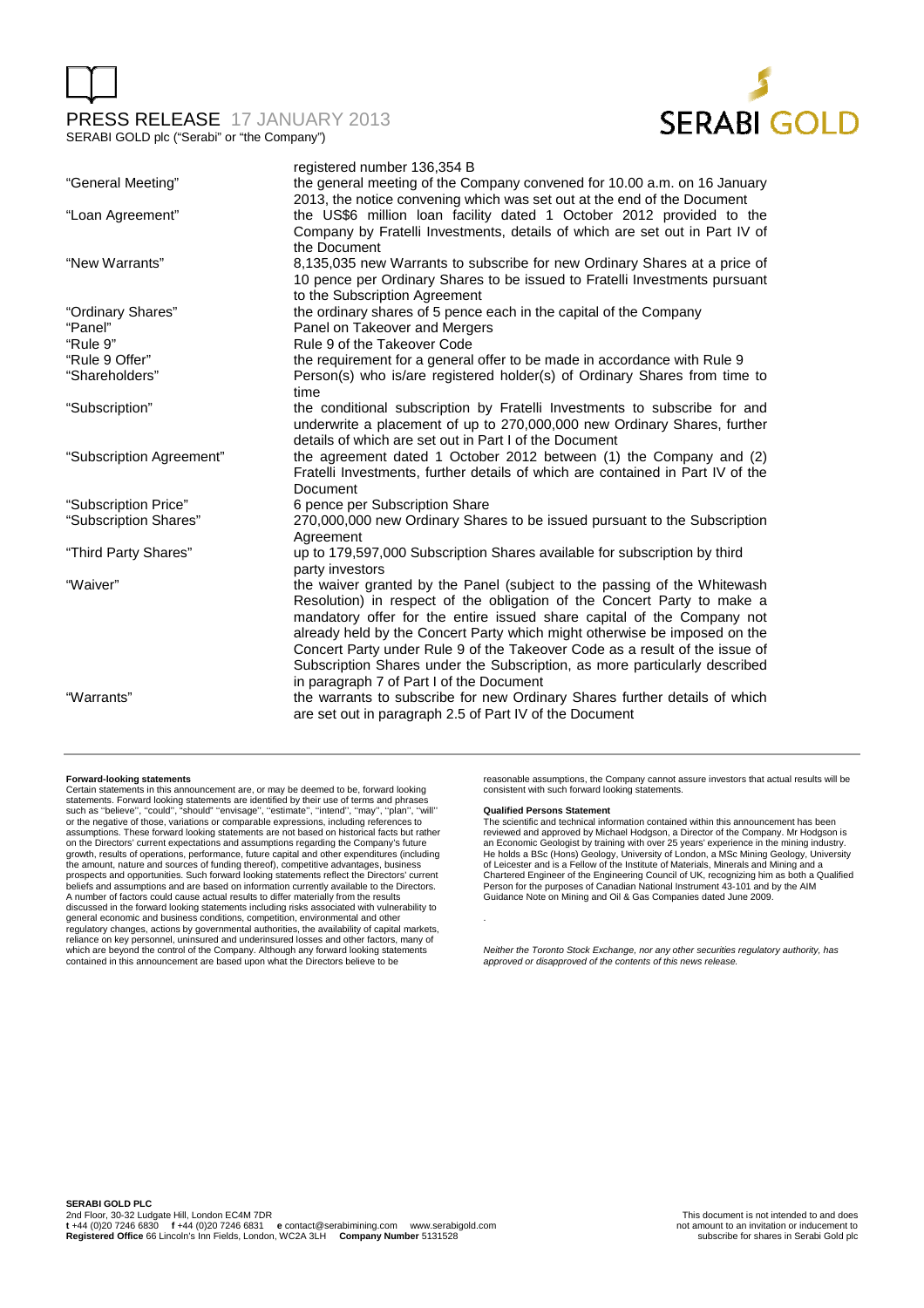| | |
|---|---|
| | registered number 136,354 B |
| "General Meeting" | the general meeting of the Company convened for 10.00 a.m. on 16 January 2013, the notice convening which was set out at the end of the Document |
| "Loan Agreement" | the US$6 million loan facility dated 1 October 2012 provided to the Company by Fratelli Investments, details of which are set out in Part IV of the Document |
| "New Warrants" | 8,135,035 new Warrants to subscribe for new Ordinary Shares at a price of 10 pence per Ordinary Shares to be issued to Fratelli Investments pursuant to the Subscription Agreement |
| "Ordinary Shares" | the ordinary shares of 5 pence each in the capital of the Company |
| "Panel" | Panel on Takeover and Mergers |
| "Rule 9" | Rule 9 of the Takeover Code |
| "Rule 9 Offer" | the requirement for a general offer to be made in accordance with Rule 9 |
| "Shareholders" | Person(s) who is/are registered holder(s) of Ordinary Shares from time to time |
| "Subscription" | the conditional subscription by Fratelli Investments to subscribe for and underwrite a placement of up to 270,000,000 new Ordinary Shares, further details of which are set out in Part I of the Document |
| "Subscription Agreement" | the agreement dated 1 October 2012 between (1) the Company and (2) Fratelli Investments, further details of which are contained in Part IV of the Document |
| "Subscription Price" | 6 pence per Subscription Share |
| "Subscription Shares" | 270,000,000 new Ordinary Shares to be issued pursuant to the Subscription Agreement |
| "Third Party Shares" | up to 179,597,000 Subscription Shares available for subscription by third party investors |
| "Waiver" | the waiver granted by the Panel (subject to the passing of the Whitewash Resolution) in respect of the obligation of the Concert Party to make a mandatory offer for the entire issued share capital of the Company not already held by the Concert Party which might otherwise be imposed on the Concert Party under Rule 9 of the Takeover Code as a result of the issue of Subscription Shares under the Subscription, as more particularly described in paragraph 7 of Part I of the Document |
| "Warrants" | the warrants to subscribe for new Ordinary Shares further details of which are set out in paragraph 2.5 of Part IV of the Document |

**Forward-looking statements**

Certain statements in this announcement are, or may be deemed to be, forward looking statements. Forward looking statements are identified by their use of terms and phrases such as ''believe'', ''could'', "should" ''envisage'', ''estimate'', ''intend'', ''may'', ''plan'', ''will'' or the negative of those, variations or comparable expressions, including references to assumptions. These forward looking statements are not based on historical facts but rather on the Directors' current expectations and assumptions regarding the Company's future growth, results of operations, performance, future capital and other expenditures (including the amount, nature and sources of funding thereof), competitive advantages, business prospects and opportunities. Such forward looking statements reflect the Directors' current beliefs and assumptions and are based on information currently available to the Directors. A number of factors could cause actual results to differ materially from the results discussed in the forward looking statements including risks associated with vulnerability to general economic and business conditions, competition, environmental and other regulatory changes, actions by governmental authorities, the availability of capital markets, reliance on key personnel, uninsured and underinsured losses and other factors, many of which are beyond the control of the Company. Although any forward looking statements contained in this announcement are based upon what the Directors believe to be reasonable assumptions, the Company cannot assure investors that actual results will be consistent with such forward looking statements.

**Qualified Persons Statement**

The scientific and technical information contained within this announcement has been reviewed and approved by Michael Hodgson, a Director of the Company. Mr Hodgson is an Economic Geologist by training with over 25 years' experience in the mining industry. He holds a BSc (Hons) Geology, University of London, a MSc Mining Geology, University of Leicester and is a Fellow of the Institute of Materials, Minerals and Mining and a Chartered Engineer of the Engineering Council of UK, recognizing him as both a Qualified Person for the purposes of Canadian National Instrument 43-101 and by the AIM Guidance Note on Mining and Oil & Gas Companies dated June 2009.

*Neither the Toronto Stock Exchange, nor any other securities regulatory authority, has approved or disapproved of the contents of this news release.*